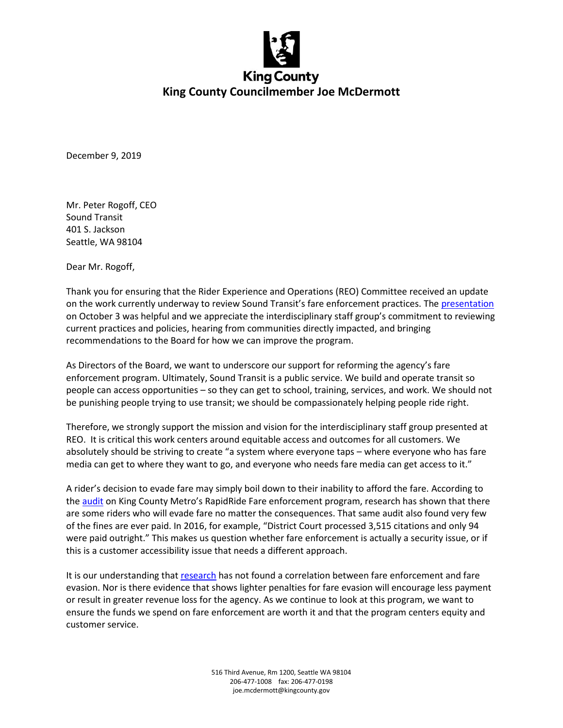# King County

## King County Councilmember Joe McDermott

December 9, 2019

Mr. Peter Rogoff, CEO
Sound Transit
401 S. Jackson
Seattle, WA 98104

Dear Mr. Rogoff,

Thank you for ensuring that the Rider Experience and Operations (REO) Committee received an update on the work currently underway to review Sound Transit's fare enforcement practices. The presentation on October 3 was helpful and we appreciate the interdisciplinary staff group's commitment to reviewing current practices and policies, hearing from communities directly impacted, and bringing recommendations to the Board for how we can improve the program.

As Directors of the Board, we want to underscore our support for reforming the agency's fare enforcement program. Ultimately, Sound Transit is a public service. We build and operate transit so people can access opportunities – so they can get to school, training, services, and work. We should not be punishing people trying to use transit; we should be compassionately helping people ride right.

Therefore, we strongly support the mission and vision for the interdisciplinary staff group presented at REO. It is critical this work centers around equitable access and outcomes for all customers. We absolutely should be striving to create "a system where everyone taps – where everyone who has fare media can get to where they want to go, and everyone who needs fare media can get access to it."

A rider's decision to evade fare may simply boil down to their inability to afford the fare. According to the audit on King County Metro's RapidRide Fare enforcement program, research has shown that there are some riders who will evade fare no matter the consequences. That same audit also found very few of the fines are ever paid. In 2016, for example, "District Court processed 3,515 citations and only 94 were paid outright." This makes us question whether fare enforcement is actually a security issue, or if this is a customer accessibility issue that needs a different approach.

It is our understanding that research has not found a correlation between fare enforcement and fare evasion. Nor is there evidence that shows lighter penalties for fare evasion will encourage less payment or result in greater revenue loss for the agency. As we continue to look at this program, we want to ensure the funds we spend on fare enforcement are worth it and that the program centers equity and customer service.

516 Third Avenue, Rm 1200, Seattle WA 98104
206-477-1008 fax: 206-477-0198
joe.mcdermott@kingcounty.gov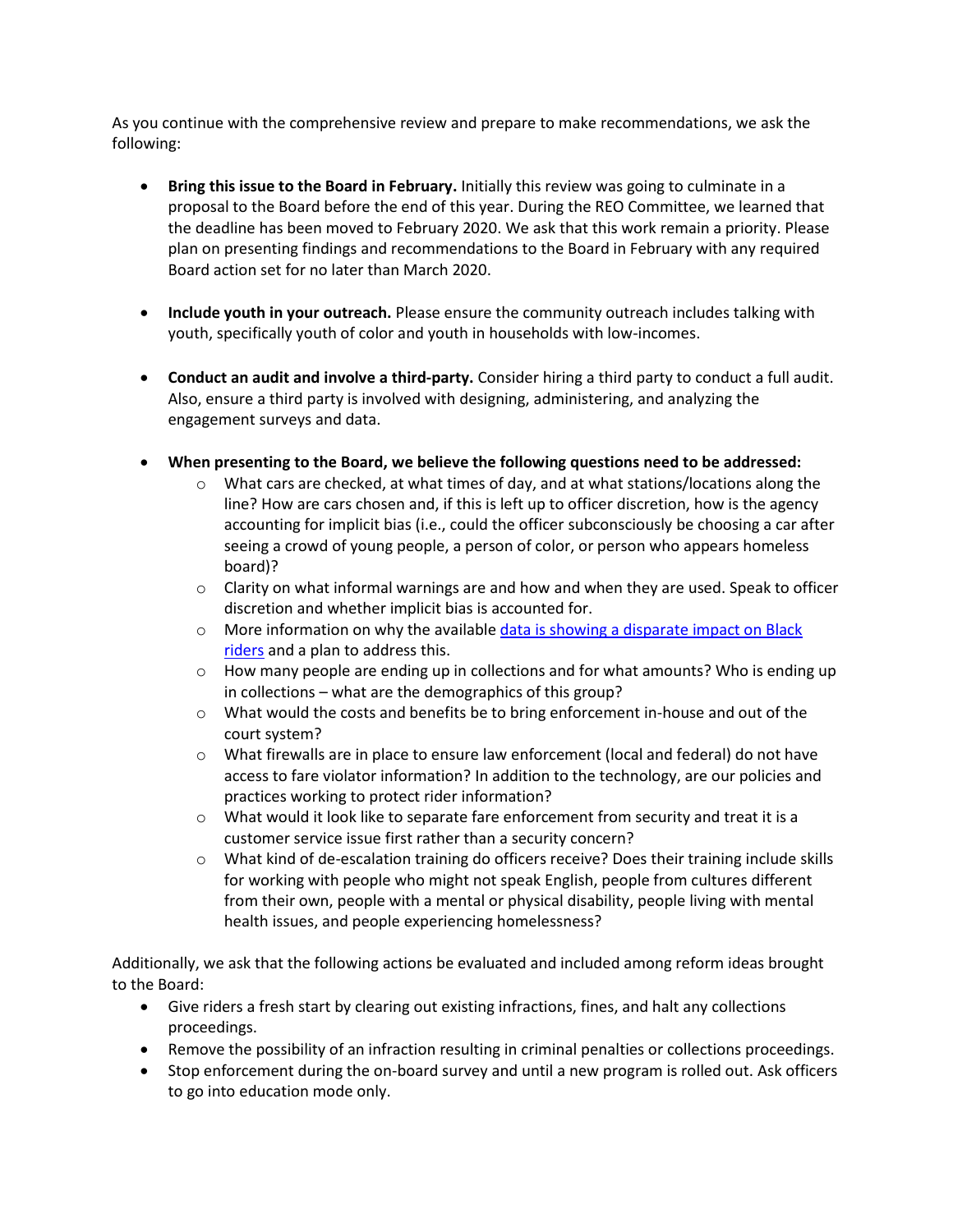As you continue with the comprehensive review and prepare to make recommendations, we ask the following:

- **Bring this issue to the Board in February.** Initially this review was going to culminate in a proposal to the Board before the end of this year. During the REO Committee, we learned that the deadline has been moved to February 2020. We ask that this work remain a priority. Please plan on presenting findings and recommendations to the Board in February with any required Board action set for no later than March 2020.

- **Include youth in your outreach.** Please ensure the community outreach includes talking with youth, specifically youth of color and youth in households with low-incomes.

- **Conduct an audit and involve a third-party.** Consider hiring a third party to conduct a full audit. Also, ensure a third party is involved with designing, administering, and analyzing the engagement surveys and data.

- **When presenting to the Board, we believe the following questions need to be addressed:**
  - What cars are checked, at what times of day, and at what stations/locations along the line? How are cars chosen and, if this is left up to officer discretion, how is the agency accounting for implicit bias (i.e., could the officer subconsciously be choosing a car after seeing a crowd of young people, a person of color, or person who appears homeless board)?
  - Clarity on what informal warnings are and how and when they are used. Speak to officer discretion and whether implicit bias is accounted for.
  - More information on why the available data is showing a disparate impact on Black riders and a plan to address this.
  - How many people are ending up in collections and for what amounts? Who is ending up in collections – what are the demographics of this group?
  - What would the costs and benefits be to bring enforcement in-house and out of the court system?
  - What firewalls are in place to ensure law enforcement (local and federal) do not have access to fare violator information? In addition to the technology, are our policies and practices working to protect rider information?
  - What would it look like to separate fare enforcement from security and treat it is a customer service issue first rather than a security concern?
  - What kind of de-escalation training do officers receive? Does their training include skills for working with people who might not speak English, people from cultures different from their own, people with a mental or physical disability, people living with mental health issues, and people experiencing homelessness?

Additionally, we ask that the following actions be evaluated and included among reform ideas brought to the Board:

- Give riders a fresh start by clearing out existing infractions, fines, and halt any collections proceedings.
- Remove the possibility of an infraction resulting in criminal penalties or collections proceedings.
- Stop enforcement during the on-board survey and until a new program is rolled out. Ask officers to go into education mode only.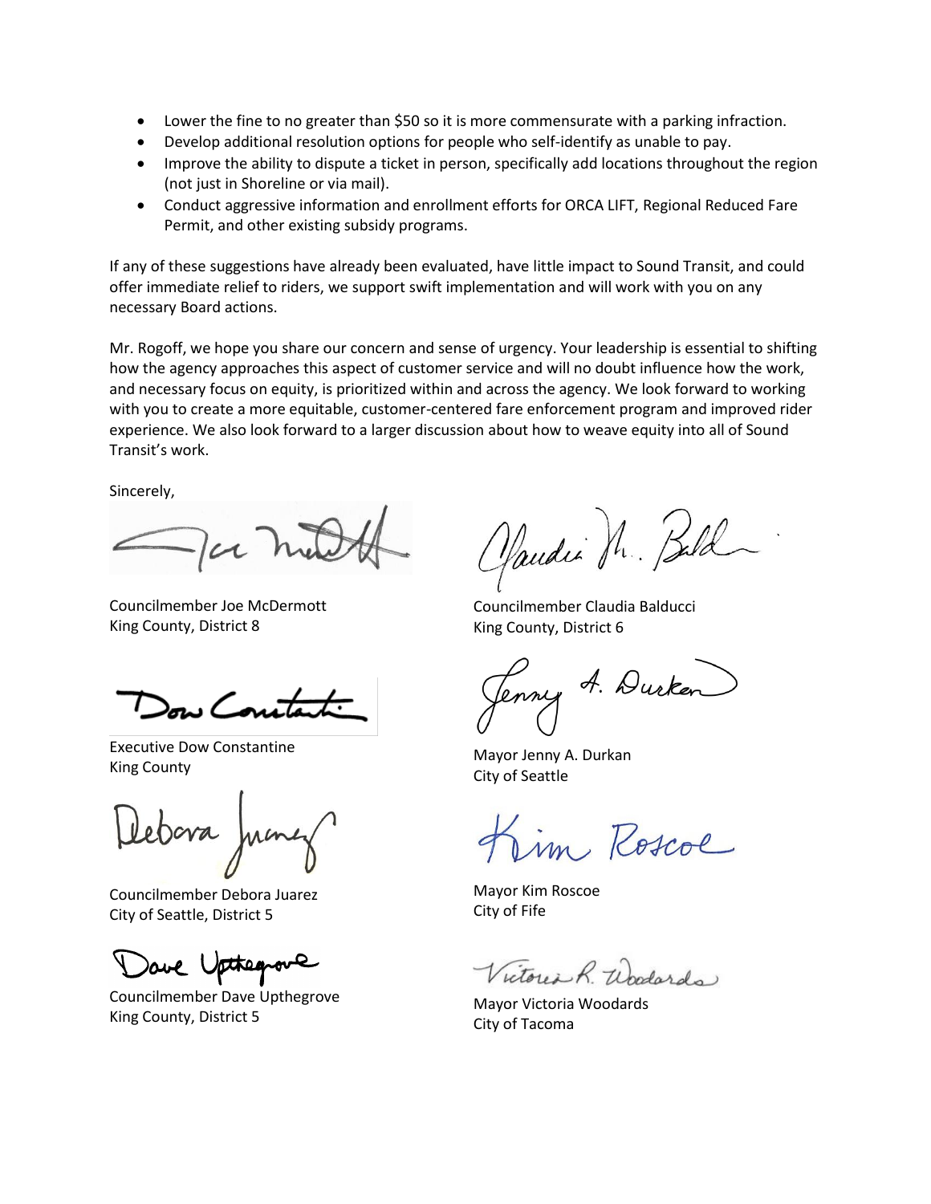- Lower the fine to no greater than $50 so it is more commensurate with a parking infraction.
- Develop additional resolution options for people who self-identify as unable to pay.
- Improve the ability to dispute a ticket in person, specifically add locations throughout the region (not just in Shoreline or via mail).
- Conduct aggressive information and enrollment efforts for ORCA LIFT, Regional Reduced Fare Permit, and other existing subsidy programs.

If any of these suggestions have already been evaluated, have little impact to Sound Transit, and could offer immediate relief to riders, we support swift implementation and will work with you on any necessary Board actions.

Mr. Rogoff, we hope you share our concern and sense of urgency. Your leadership is essential to shifting how the agency approaches this aspect of customer service and will no doubt influence how the work, and necessary focus on equity, is prioritized within and across the agency. We look forward to working with you to create a more equitable, customer-centered fare enforcement program and improved rider experience. We also look forward to a larger discussion about how to weave equity into all of Sound Transit's work.

Sincerely,

Councilmember Joe McDermott
King County, District 8

Councilmember Claudia Balducci
King County, District 6

Executive Dow Constantine
King County

Mayor Jenny A. Durkan
City of Seattle

Councilmember Debora Juarez
City of Seattle, District 5

Mayor Kim Roscoe
City of Fife

Councilmember Dave Upthegrove
King County, District 5

Mayor Victoria Woodards
City of Tacoma